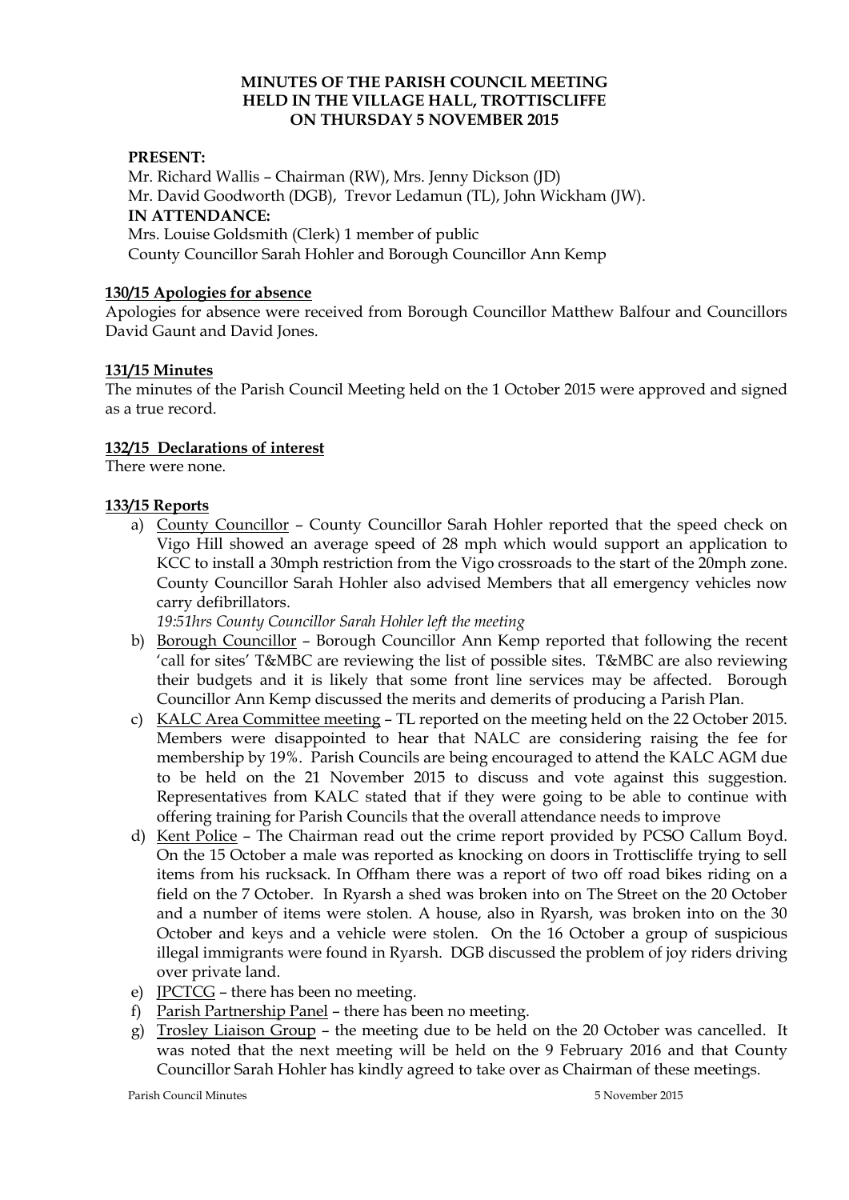**MINUTES OF THE PARISH COUNCIL MEETING**
**HELD IN THE VILLAGE HALL, TROTTISCLIFFE**
**ON THURSDAY 5 NOVEMBER 2015**

**PRESENT:**

Mr. Richard Wallis – Chairman (RW), Mrs. Jenny Dickson (JD)
Mr. David Goodworth (DGB), Trevor Ledamun (TL), John Wickham (JW).

**IN ATTENDANCE:**

Mrs. Louise Goldsmith (Clerk) 1 member of public
County Councillor Sarah Hohler and Borough Councillor Ann Kemp

**130/15 Apologies for absence**

Apologies for absence were received from Borough Councillor Matthew Balfour and Councillors David Gaunt and David Jones.

**131/15 Minutes**

The minutes of the Parish Council Meeting held on the 1 October 2015 were approved and signed as a true record.

**132/15 Declarations of interest**

There were none.

**133/15 Reports**

a) County Councillor – County Councillor Sarah Hohler reported that the speed check on Vigo Hill showed an average speed of 28 mph which would support an application to KCC to install a 30mph restriction from the Vigo crossroads to the start of the 20mph zone. County Councillor Sarah Hohler also advised Members that all emergency vehicles now carry defibrillators.
*19:51hrs County Councillor Sarah Hohler left the meeting*
b) Borough Councillor – Borough Councillor Ann Kemp reported that following the recent 'call for sites' T&MBC are reviewing the list of possible sites. T&MBC are also reviewing their budgets and it is likely that some front line services may be affected. Borough Councillor Ann Kemp discussed the merits and demerits of producing a Parish Plan.
c) KALC Area Committee meeting – TL reported on the meeting held on the 22 October 2015. Members were disappointed to hear that NALC are considering raising the fee for membership by 19%. Parish Councils are being encouraged to attend the KALC AGM due to be held on the 21 November 2015 to discuss and vote against this suggestion. Representatives from KALC stated that if they were going to be able to continue with offering training for Parish Councils that the overall attendance needs to improve
d) Kent Police – The Chairman read out the crime report provided by PCSO Callum Boyd. On the 15 October a male was reported as knocking on doors in Trottiscliffe trying to sell items from his rucksack. In Offham there was a report of two off road bikes riding on a field on the 7 October. In Ryarsh a shed was broken into on The Street on the 20 October and a number of items were stolen. A house, also in Ryarsh, was broken into on the 30 October and keys and a vehicle were stolen. On the 16 October a group of suspicious illegal immigrants were found in Ryarsh. DGB discussed the problem of joy riders driving over private land.
e) JPCTCG – there has been no meeting.
f) Parish Partnership Panel – there has been no meeting.
g) Trosley Liaison Group – the meeting due to be held on the 20 October was cancelled. It was noted that the next meeting will be held on the 9 February 2016 and that County Councillor Sarah Hohler has kindly agreed to take over as Chairman of these meetings.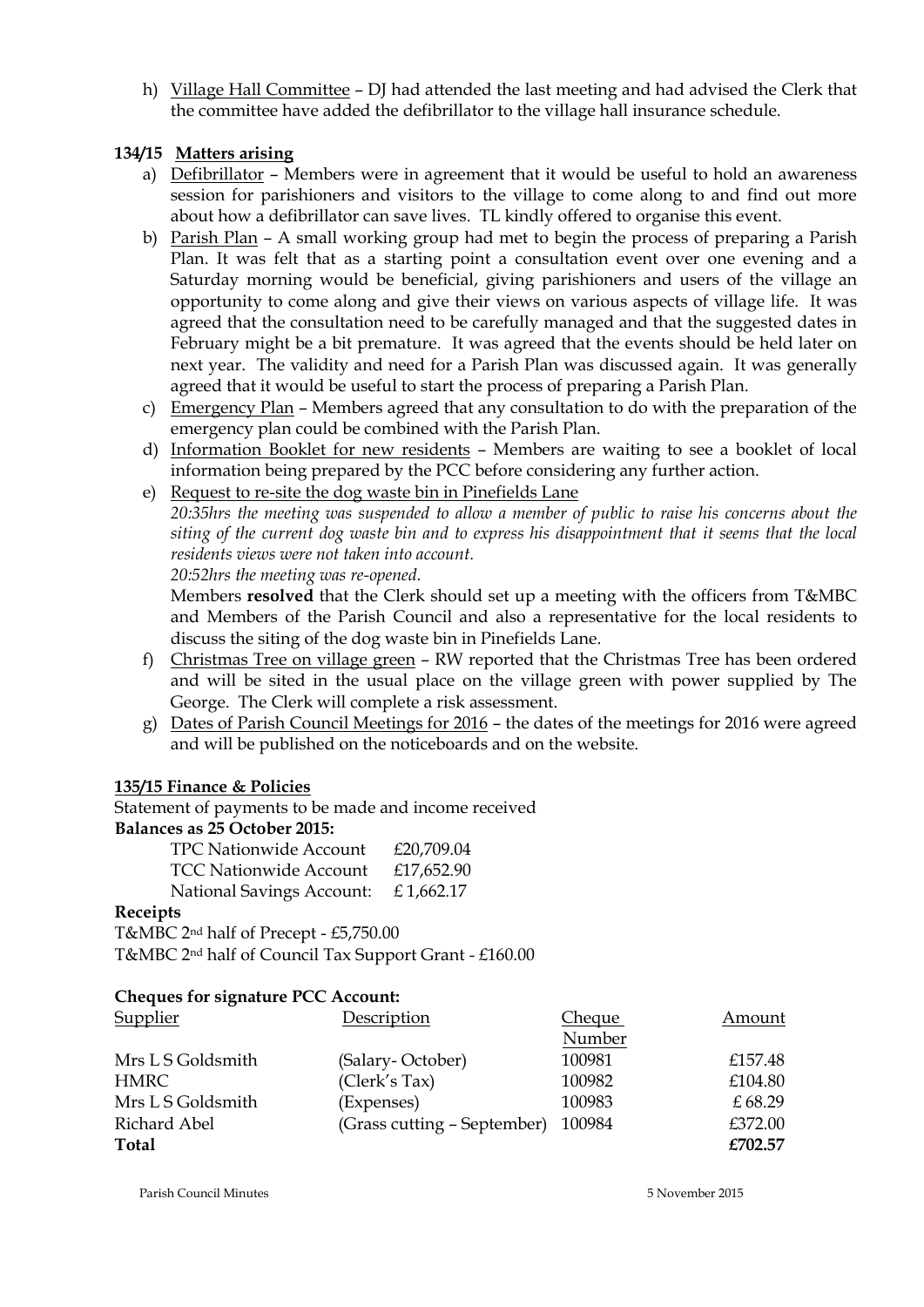h) Village Hall Committee – DJ had attended the last meeting and had advised the Clerk that the committee have added the defibrillator to the village hall insurance schedule.

**134/15 Matters arising**

a) Defibrillator – Members were in agreement that it would be useful to hold an awareness session for parishioners and visitors to the village to come along to and find out more about how a defibrillator can save lives. TL kindly offered to organise this event.

b) Parish Plan – A small working group had met to begin the process of preparing a Parish Plan. It was felt that as a starting point a consultation event over one evening and a Saturday morning would be beneficial, giving parishioners and users of the village an opportunity to come along and give their views on various aspects of village life. It was agreed that the consultation need to be carefully managed and that the suggested dates in February might be a bit premature. It was agreed that the events should be held later on next year. The validity and need for a Parish Plan was discussed again. It was generally agreed that it would be useful to start the process of preparing a Parish Plan.

c) Emergency Plan – Members agreed that any consultation to do with the preparation of the emergency plan could be combined with the Parish Plan.

d) Information Booklet for new residents – Members are waiting to see a booklet of local information being prepared by the PCC before considering any further action.

e) Request to re-site the dog waste bin in Pinefields Lane
*20:35hrs the meeting was suspended to allow a member of public to raise his concerns about the siting of the current dog waste bin and to express his disappointment that it seems that the local residents views were not taken into account.*
*20:52hrs the meeting was re-opened.*
Members **resolved** that the Clerk should set up a meeting with the officers from T&MBC and Members of the Parish Council and also a representative for the local residents to discuss the siting of the dog waste bin in Pinefields Lane.

f) Christmas Tree on village green – RW reported that the Christmas Tree has been ordered and will be sited in the usual place on the village green with power supplied by The George. The Clerk will complete a risk assessment.

g) Dates of Parish Council Meetings for 2016 – the dates of the meetings for 2016 were agreed and will be published on the noticeboards and on the website.

**135/15 Finance & Policies**

Statement of payments to be made and income received

**Balances as 25 October 2015:**

| | |
|---|---|
| TPC Nationwide Account | £20,709.04 |
| TCC Nationwide Account | £17,652.90 |
| National Savings Account: | £ 1,662.17 |

**Receipts**

T&MBC 2nd half of Precept - £5,750.00
T&MBC 2nd half of Council Tax Support Grant - £160.00

**Cheques for signature PCC Account:**

| Supplier | Description | Cheque Number | Amount |
|---|---|---|---|
| Mrs L S Goldsmith | (Salary- October) | 100981 | £157.48 |
| HMRC | (Clerk's Tax) | 100982 | £104.80 |
| Mrs L S Goldsmith | (Expenses) | 100983 | £ 68.29 |
| Richard Abel | (Grass cutting – September) | 100984 | £372.00 |
| **Total** | | | **£702.57** |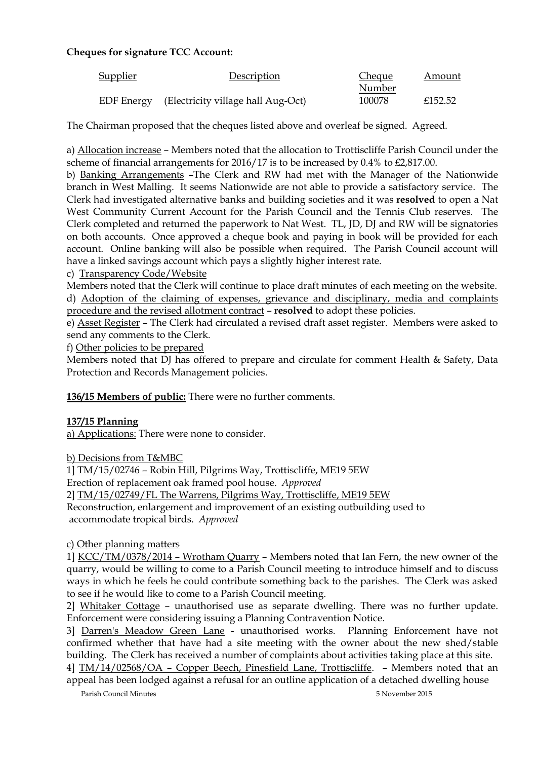**Cheques for signature TCC Account:**

| Supplier | Description | Cheque Number | Amount |
|---|---|---|---|
| EDF Energy | (Electricity village hall Aug-Oct) | 100078 | £152.52 |

The Chairman proposed that the cheques listed above and overleaf be signed. Agreed.

a) Allocation increase – Members noted that the allocation to Trottiscliffe Parish Council under the scheme of financial arrangements for 2016/17 is to be increased by 0.4% to £2,817.00.

b) Banking Arrangements –The Clerk and RW had met with the Manager of the Nationwide branch in West Malling. It seems Nationwide are not able to provide a satisfactory service. The Clerk had investigated alternative banks and building societies and it was **resolved** to open a Nat West Community Current Account for the Parish Council and the Tennis Club reserves. The Clerk completed and returned the paperwork to Nat West. TL, JD, DJ and RW will be signatories on both accounts. Once approved a cheque book and paying in book will be provided for each account. Online banking will also be possible when required. The Parish Council account will have a linked savings account which pays a slightly higher interest rate.

c) Transparency Code/Website

Members noted that the Clerk will continue to place draft minutes of each meeting on the website.

d) Adoption of the claiming of expenses, grievance and disciplinary, media and complaints procedure and the revised allotment contract – **resolved** to adopt these policies.

e) Asset Register – The Clerk had circulated a revised draft asset register. Members were asked to send any comments to the Clerk.

f) Other policies to be prepared

Members noted that DJ has offered to prepare and circulate for comment Health & Safety, Data Protection and Records Management policies.

**136/15 Members of public:** There were no further comments.

**137/15 Planning**

a) Applications: There were none to consider.

b) Decisions from T&MBC

1] TM/15/02746 – Robin Hill, Pilgrims Way, Trottiscliffe, ME19 5EW
Erection of replacement oak framed pool house. *Approved*

2] TM/15/02749/FL The Warrens, Pilgrims Way, Trottiscliffe, ME19 5EW
Reconstruction, enlargement and improvement of an existing outbuilding used to accommodate tropical birds. *Approved*

c) Other planning matters

1] KCC/TM/0378/2014 – Wrotham Quarry – Members noted that Ian Fern, the new owner of the quarry, would be willing to come to a Parish Council meeting to introduce himself and to discuss ways in which he feels he could contribute something back to the parishes. The Clerk was asked to see if he would like to come to a Parish Council meeting.

2] Whitaker Cottage – unauthorised use as separate dwelling. There was no further update. Enforcement were considering issuing a Planning Contravention Notice.

3] Darren's Meadow Green Lane - unauthorised works. Planning Enforcement have not confirmed whether that have had a site meeting with the owner about the new shed/stable building. The Clerk has received a number of complaints about activities taking place at this site.

4] TM/14/02568/OA – Copper Beech, Pinesfield Lane, Trottiscliffe. – Members noted that an appeal has been lodged against a refusal for an outline application of a detached dwelling house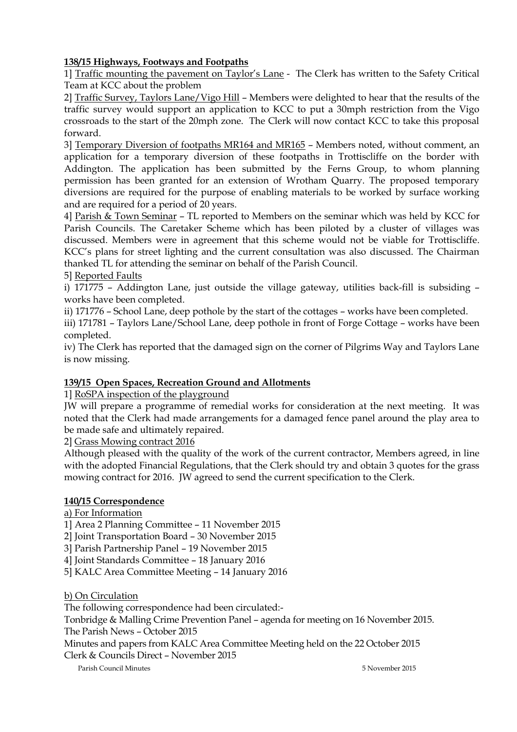**138/15 Highways, Footways and Footpaths**

1] Traffic mounting the pavement on Taylor's Lane - The Clerk has written to the Safety Critical Team at KCC about the problem

2] Traffic Survey, Taylors Lane/Vigo Hill – Members were delighted to hear that the results of the traffic survey would support an application to KCC to put a 30mph restriction from the Vigo crossroads to the start of the 20mph zone. The Clerk will now contact KCC to take this proposal forward.

3] Temporary Diversion of footpaths MR164 and MR165 – Members noted, without comment, an application for a temporary diversion of these footpaths in Trottiscliffe on the border with Addington. The application has been submitted by the Ferns Group, to whom planning permission has been granted for an extension of Wrotham Quarry. The proposed temporary diversions are required for the purpose of enabling materials to be worked by surface working and are required for a period of 20 years.

4] Parish & Town Seminar – TL reported to Members on the seminar which was held by KCC for Parish Councils. The Caretaker Scheme which has been piloted by a cluster of villages was discussed. Members were in agreement that this scheme would not be viable for Trottiscliffe. KCC's plans for street lighting and the current consultation was also discussed. The Chairman thanked TL for attending the seminar on behalf of the Parish Council.

5] Reported Faults

i) 171775 – Addington Lane, just outside the village gateway, utilities back-fill is subsiding – works have been completed.

ii) 171776 – School Lane, deep pothole by the start of the cottages – works have been completed.

iii) 171781 – Taylors Lane/School Lane, deep pothole in front of Forge Cottage – works have been completed.

iv) The Clerk has reported that the damaged sign on the corner of Pilgrims Way and Taylors Lane is now missing.

**139/15 Open Spaces, Recreation Ground and Allotments**

1] RoSPA inspection of the playground

JW will prepare a programme of remedial works for consideration at the next meeting. It was noted that the Clerk had made arrangements for a damaged fence panel around the play area to be made safe and ultimately repaired.

2] Grass Mowing contract 2016

Although pleased with the quality of the work of the current contractor, Members agreed, in line with the adopted Financial Regulations, that the Clerk should try and obtain 3 quotes for the grass mowing contract for 2016. JW agreed to send the current specification to the Clerk.

**140/15 Correspondence**

a) For Information

1] Area 2 Planning Committee – 11 November 2015

2] Joint Transportation Board – 30 November 2015

3] Parish Partnership Panel – 19 November 2015

4] Joint Standards Committee – 18 January 2016

5] KALC Area Committee Meeting – 14 January 2016

b) On Circulation

The following correspondence had been circulated:-

Tonbridge & Malling Crime Prevention Panel – agenda for meeting on 16 November 2015.

The Parish News – October 2015

Minutes and papers from KALC Area Committee Meeting held on the 22 October 2015

Clerk & Councils Direct – November 2015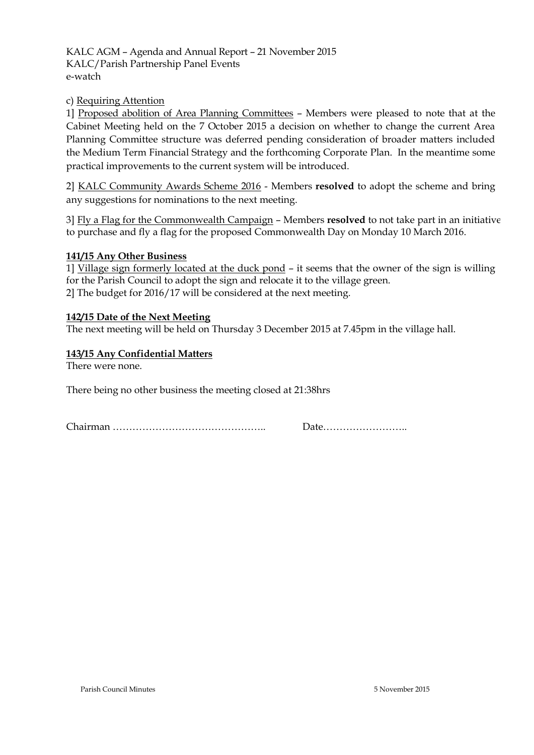KALC AGM – Agenda and Annual Report – 21 November 2015
KALC/Parish Partnership Panel Events
e-watch

c) Requiring Attention

1] Proposed abolition of Area Planning Committees – Members were pleased to note that at the Cabinet Meeting held on the 7 October 2015 a decision on whether to change the current Area Planning Committee structure was deferred pending consideration of broader matters included the Medium Term Financial Strategy and the forthcoming Corporate Plan. In the meantime some practical improvements to the current system will be introduced.

2] KALC Community Awards Scheme 2016 - Members **resolved** to adopt the scheme and bring any suggestions for nominations to the next meeting.

3] Fly a Flag for the Commonwealth Campaign – Members **resolved** to not take part in an initiative to purchase and fly a flag for the proposed Commonwealth Day on Monday 10 March 2016.

**141/15 Any Other Business**

1] Village sign formerly located at the duck pond – it seems that the owner of the sign is willing for the Parish Council to adopt the sign and relocate it to the village green.
2] The budget for 2016/17 will be considered at the next meeting.

**142/15 Date of the Next Meeting**

The next meeting will be held on Thursday 3 December 2015 at 7.45pm in the village hall.

**143/15 Any Confidential Matters**

There were none.

There being no other business the meeting closed at 21:38hrs

Chairman ……………………………………….. Date……………………..